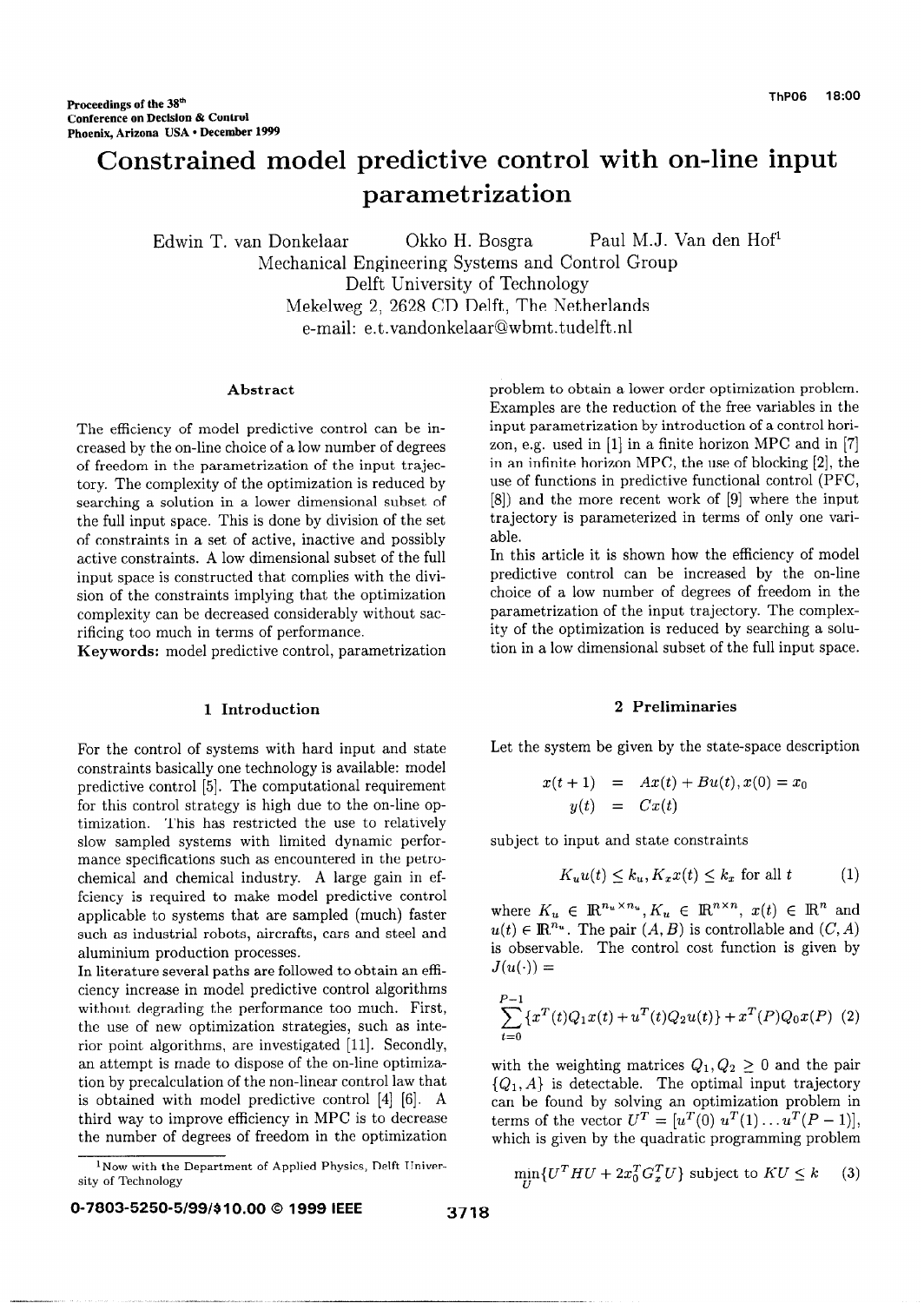# Constrained model predictive control with on-line input parametrization

Edwin T. van Donkelaar  Okko H. Bosgra  Paul M.J. Van den Hof[1]

Mechanical Engineering Systems and Control Group
Delft University of Technology
Mekelweg 2, 2628 CD Delft, The Netherlands
e-mail: e.t.vandonkelaar@wbmt.tudelft.nl

### Abstract

The efficiency of model predictive control can be increased by the on-line choice of a low number of degrees of freedom in the parametrization of the input trajectory. The complexity of the optimization is reduced by searching a solution in a lower dimensional subset of the full input space. This is done by division of the set of constraints in a set of active, inactive and possibly active constraints. A low dimensional subset of the full input space is constructed that complies with the division of the constraints implying that the optimization complexity can be decreased considerably without sacrificing too much in terms of performance.

**Keywords:** model predictive control, parametrization

## 1 Introduction

For the control of systems with hard input and state constraints basically one technology is available: model predictive control [5]. The computational requirement for this control strategy is high due to the on-line optimization. This has restricted the use to relatively slow sampled systems with limited dynamic performance specifications such as encountered in the petrochemical and chemical industry. A large gain in efficiency is required to make model predictive control applicable to systems that are sampled (much) faster such as industrial robots, aircrafts, cars and steel and aluminium production processes.

In literature several paths are followed to obtain an efficiency increase in model predictive control algorithms without degrading the performance too much. First, the use of new optimization strategies, such as interior point algorithms, are investigated [11]. Secondly, an attempt is made to dispose of the on-line optimization by precalculation of the non-linear control law that is obtained with model predictive control [4] [6]. A third way to improve efficiency in MPC is to decrease the number of degrees of freedom in the optimization problem to obtain a lower order optimization problem. Examples are the reduction of the free variables in the input parametrization by introduction of a control horizon, e.g. used in [1] in a finite horizon MPC and in [7] in an infinite horizon MPC, the use of blocking [2], the use of functions in predictive functional control (PFC, [8]) and the more recent work of [9] where the input trajectory is parameterized in terms of only one variable.

In this article it is shown how the efficiency of model predictive control can be increased by the on-line choice of a low number of degrees of freedom in the parametrization of the input trajectory. The complexity of the optimization is reduced by searching a solution in a low dimensional subset of the full input space.

## 2 Preliminaries

Let the system be given by the state-space description

$$\begin{aligned} x(t+1) &= Ax(t) + Bu(t), x(0) = x_0 \\ y(t) &= Cx(t) \end{aligned}$$

subject to input and state constraints

$$K_u u(t) \leq k_u, K_x x(t) \leq k_x \text{ for all } t \tag{1}$$

where $K_u \in \mathbb{R}^{n_u \times n_u}, K_u \in \mathbb{R}^{n \times n}$, $x(t) \in \mathbb{R}^n$ and $u(t) \in \mathbb{R}^{n_u}$. The pair $(A, B)$ is controllable and $(C, A)$ is observable. The control cost function is given by $J(u(\cdot)) =$

$$\sum_{t=0}^{P-1} \{x^T(t)Q_1 x(t) + u^T(t)Q_2 u(t)\} + x^T(P)Q_0 x(P) \tag{2}$$

with the weighting matrices $Q_1, Q_2 \geq 0$ and the pair $\{Q_1, A\}$ is detectable. The optimal input trajectory can be found by solving an optimization problem in terms of the vector $U^T = [u^T(0)\ u^T(1) \ldots u^T(P-1)]$, which is given by the quadratic programming problem

$$\min_U \{U^T H U + 2x_0^T G_x^T U\} \text{ subject to } KU \leq k \tag{3}$$

[1]Now with the Department of Applied Physics, Delft University of Technology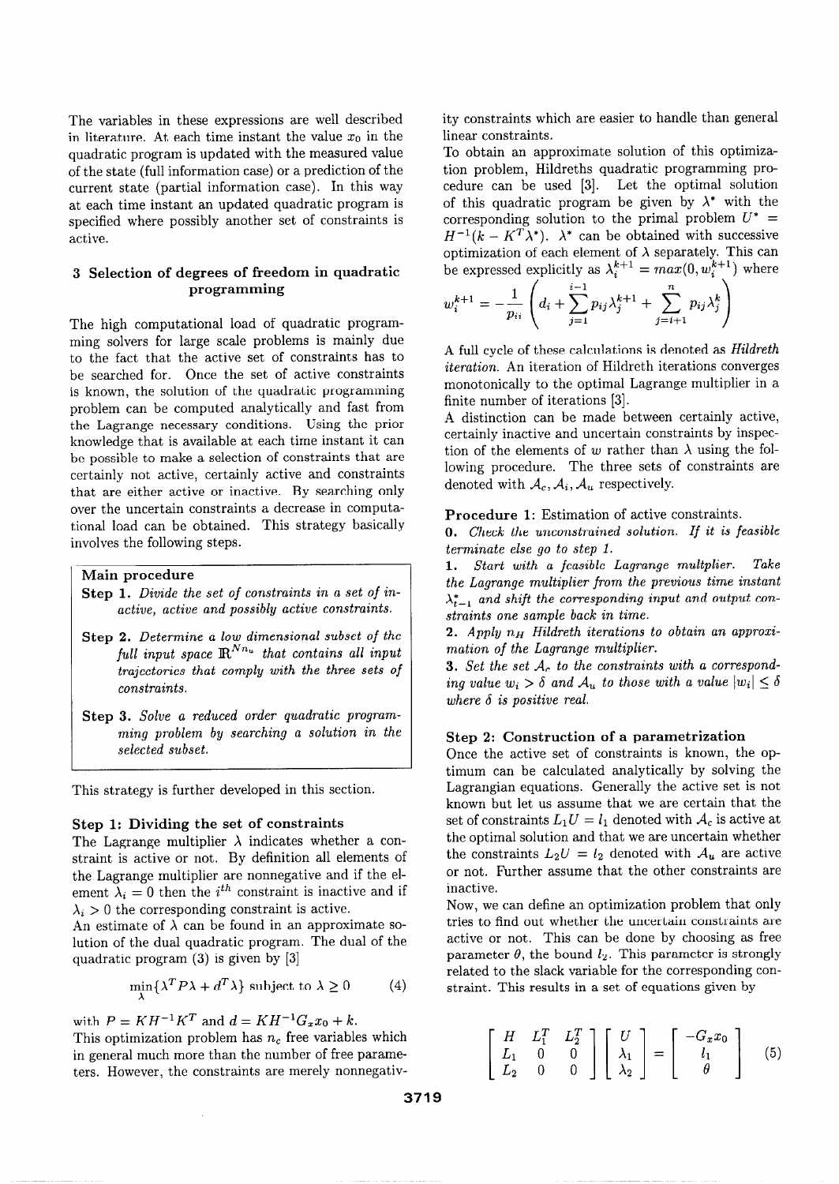The variables in these expressions are well described in literature. At each time instant the value $x_0$ in the quadratic program is updated with the measured value of the state (full information case) or a prediction of the current state (partial information case). In this way at each time instant an updated quadratic program is specified where possibly another set of constraints is active.

## 3 Selection of degrees of freedom in quadratic programming

The high computational load of quadratic programming solvers for large scale problems is mainly due to the fact that the active set of constraints has to be searched for. Once the set of active constraints is known, the solution of the quadratic programming problem can be computed analytically and fast from the Lagrange necessary conditions. Using the prior knowledge that is available at each time instant it can be possible to make a selection of constraints that are certainly not active, certainly active and constraints that are either active or inactive. By searching only over the uncertain constraints a decrease in computational load can be obtained. This strategy basically involves the following steps.

> **Main procedure**
>
> **Step 1.** *Divide the set of constraints in a set of inactive, active and possibly active constraints.*
>
> **Step 2.** *Determine a low dimensional subset of the full input space $\mathbb{R}^{Nn_u}$ that contains all input trajectories that comply with the three sets of constraints.*
>
> **Step 3.** *Solve a reduced order quadratic programming problem by searching a solution in the selected subset.*

This strategy is further developed in this section.

### Step 1: Dividing the set of constraints

The Lagrange multiplier $\lambda$ indicates whether a constraint is active or not. By definition all elements of the Lagrange multiplier are nonnegative and if the element $\lambda_i = 0$ then the $i^{th}$ constraint is inactive and if $\lambda_i > 0$ the corresponding constraint is active.

An estimate of $\lambda$ can be found in an approximate solution of the dual quadratic program. The dual of the quadratic program (3) is given by [3]

$$\min_{\lambda}\{\lambda^T P \lambda + d^T \lambda\} \text{ subject to } \lambda \geq 0 \tag{4}$$

with $P = KH^{-1}K^T$ and $d = KH^{-1}G_x x_0 + k$.

This optimization problem has $n_c$ free variables which in general much more than the number of free parameters. However, the constraints are merely nonnegativity constraints which are easier to handle than general linear constraints.

To obtain an approximate solution of this optimization problem, Hildreths quadratic programming procedure can be used [3]. Let the optimal solution of this quadratic program be given by $\lambda^*$ with the corresponding solution to the primal problem $U^* = H^{-1}(k - K^T\lambda^*)$. $\lambda^*$ can be obtained with successive optimization of each element of $\lambda$ separately. This can be expressed explicitly as $\lambda_i^{k+1} = max(0, w_i^{k+1})$ where

$$w_i^{k+1} = -\frac{1}{p_{ii}}\left(d_i + \sum_{j=1}^{i-1} p_{ij}\lambda_j^{k+1} + \sum_{j=i+1}^{n} p_{ij}\lambda_j^k\right)$$

A full cycle of these calculations is denoted as *Hildreth iteration*. An iteration of Hildreth iterations converges monotonically to the optimal Lagrange multiplier in a finite number of iterations [3].

A distinction can be made between certainly active, certainly inactive and uncertain constraints by inspection of the elements of $w$ rather than $\lambda$ using the following procedure. The three sets of constraints are denoted with $\mathcal{A}_c, \mathcal{A}_i, \mathcal{A}_u$ respectively.

**Procedure 1:** Estimation of active constraints.

**0.** *Check the unconstrained solution. If it is feasible terminate else go to step 1.*

**1.** *Start with a feasible Lagrange multplier. Take the Lagrange multiplier from the previous time instant $\lambda_{t-1}^*$ and shift the corresponding input and output constraints one sample back in time.*

**2.** *Apply $n_H$ Hildreth iterations to obtain an approximation of the Lagrange multiplier.*

**3.** *Set the set $\mathcal{A}_c$ to the constraints with a corresponding value $w_i > \delta$ and $\mathcal{A}_u$ to those with a value $|w_i| \leq \delta$ where $\delta$ is positive real.*

### Step 2: Construction of a parametrization

Once the active set of constraints is known, the optimum can be calculated analytically by solving the Lagrangian equations. Generally the active set is not known but let us assume that we are certain that the set of constraints $L_1 U = l_1$ denoted with $\mathcal{A}_c$ is active at the optimal solution and that we are uncertain whether the constraints $L_2 U = l_2$ denoted with $\mathcal{A}_u$ are active or not. Further assume that the other constraints are inactive.

Now, we can define an optimization problem that only tries to find out whether the uncertain constraints are active or not. This can be done by choosing as free parameter $\theta$, the bound $l_2$. This parameter is strongly related to the slack variable for the corresponding constraint. This results in a set of equations given by

$$\begin{bmatrix} H & L_1^T & L_2^T \\ L_1 & 0 & 0 \\ L_2 & 0 & 0 \end{bmatrix} \begin{bmatrix} U \\ \lambda_1 \\ \lambda_2 \end{bmatrix} = \begin{bmatrix} -G_x x_0 \\ l_1 \\ \theta \end{bmatrix} \tag{5}$$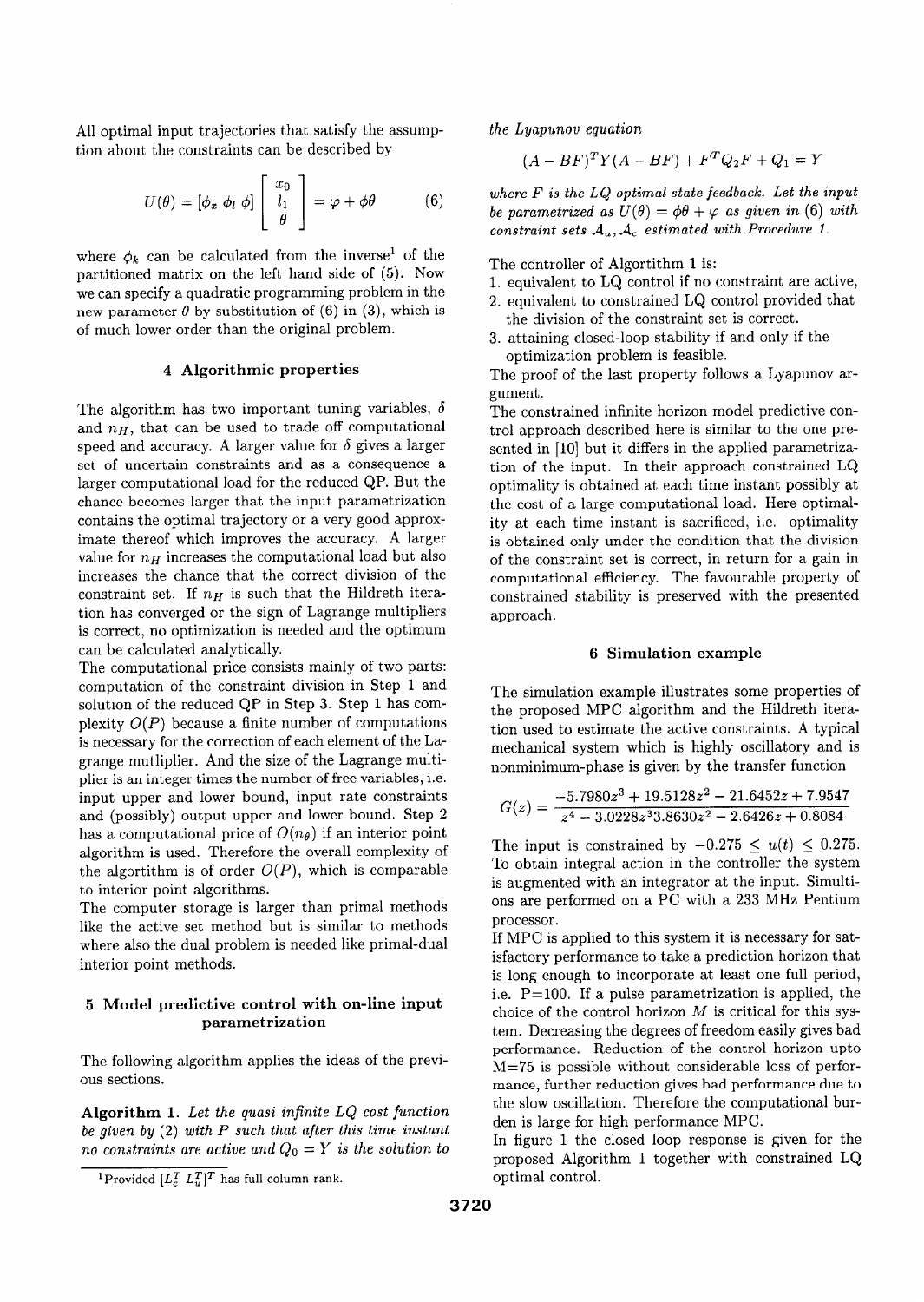All optimal input trajectories that satisfy the assumption about the constraints can be described by

$$U(\theta) = [\phi_x \; \phi_l \; \phi] \begin{bmatrix} x_0 \\ l_1 \\ \theta \end{bmatrix} = \varphi + \phi\theta \qquad (6)$$

where $\phi_k$ can be calculated from the inverse[1] of the partitioned matrix on the left hand side of (5). Now we can specify a quadratic programming problem in the new parameter $\theta$ by substitution of (6) in (3), which is of much lower order than the original problem.

## 4 Algorithmic properties

The algorithm has two important tuning variables, $\delta$ and $n_H$, that can be used to trade off computational speed and accuracy. A larger value for $\delta$ gives a larger set of uncertain constraints and as a consequence a larger computational load for the reduced QP. But the chance becomes larger that the input parametrization contains the optimal trajectory or a very good approximate thereof which improves the accuracy. A larger value for $n_H$ increases the computational load but also increases the chance that the correct division of the constraint set. If $n_H$ is such that the Hildreth iteration has converged or the sign of Lagrange multipliers is correct, no optimization is needed and the optimum can be calculated analytically.

The computational price consists mainly of two parts: computation of the constraint division in Step 1 and solution of the reduced QP in Step 3. Step 1 has complexity $O(P)$ because a finite number of computations is necessary for the correction of each element of the Lagrange mutliplier. And the size of the Lagrange multiplier is an integer times the number of free variables, i.e. input upper and lower bound, input rate constraints and (possibly) output upper and lower bound. Step 2 has a computational price of $O(n_\theta)$ if an interior point algorithm is used. Therefore the overall complexity of the algortithm is of order $O(P)$, which is comparable to interior point algorithms.

The computer storage is larger than primal methods like the active set method but is similar to methods where also the dual problem is needed like primal-dual interior point methods.

## 5 Model predictive control with on-line input parametrization

The following algorithm applies the ideas of the previous sections.

**Algorithm 1.** *Let the quasi infinite LQ cost function be given by (2) with $P$ such that after this time instant no constraints are active and $Q_0 = Y$ is the solution to the Lyapunov equation*

$$(A - BF)^T Y (A - BF) + F^T Q_2 F + Q_1 = Y$$

*where $F$ is the LQ optimal state feedback. Let the input be parametrized as $U(\theta) = \phi\theta + \varphi$ as given in (6) with constraint sets $\mathcal{A}_u, \mathcal{A}_c$ estimated with Procedure 1.*

The controller of Algortithm 1 is:

1. equivalent to LQ control if no constraint are active,
2. equivalent to constrained LQ control provided that the division of the constraint set is correct.
3. attaining closed-loop stability if and only if the optimization problem is feasible.

The proof of the last property follows a Lyapunov argument.

The constrained infinite horizon model predictive control approach described here is similar to the one presented in [10] but it differs in the applied parametrization of the input. In their approach constrained LQ optimality is obtained at each time instant possibly at the cost of a large computational load. Here optimality at each time instant is sacrificed, i.e. optimality is obtained only under the condition that the division of the constraint set is correct, in return for a gain in computational efficiency. The favourable property of constrained stability is preserved with the presented approach.

## 6 Simulation example

The simulation example illustrates some properties of the proposed MPC algorithm and the Hildreth iteration used to estimate the active constraints. A typical mechanical system which is highly oscillatory and is nonminimum-phase is given by the transfer function

$$G(z) = \frac{-5.7980z^3 + 19.5128z^2 - 21.6452z + 7.9547}{z^4 - 3.0228z^3 3.8630z^2 - 2.6426z + 0.8084}$$

The input is constrained by $-0.275 \leq u(t) \leq 0.275$. To obtain integral action in the controller the system is augmented with an integrator at the input. Simulations are performed on a PC with a 233 MHz Pentium processor.

If MPC is applied to this system it is necessary for satisfactory performance to take a prediction horizon that is long enough to incorporate at least one full period, i.e. P=100. If a pulse parametrization is applied, the choice of the control horizon $M$ is critical for this system. Decreasing the degrees of freedom easily gives bad performance. Reduction of the control horizon upto M=75 is possible without considerable loss of performance, further reduction gives bad performance due to the slow oscillation. Therefore the computational burden is large for high performance MPC.

In figure 1 the closed loop response is given for the proposed Algorithm 1 together with constrained LQ optimal control.

[1] Provided $[L_c^T \; L_u^T]^T$ has full column rank.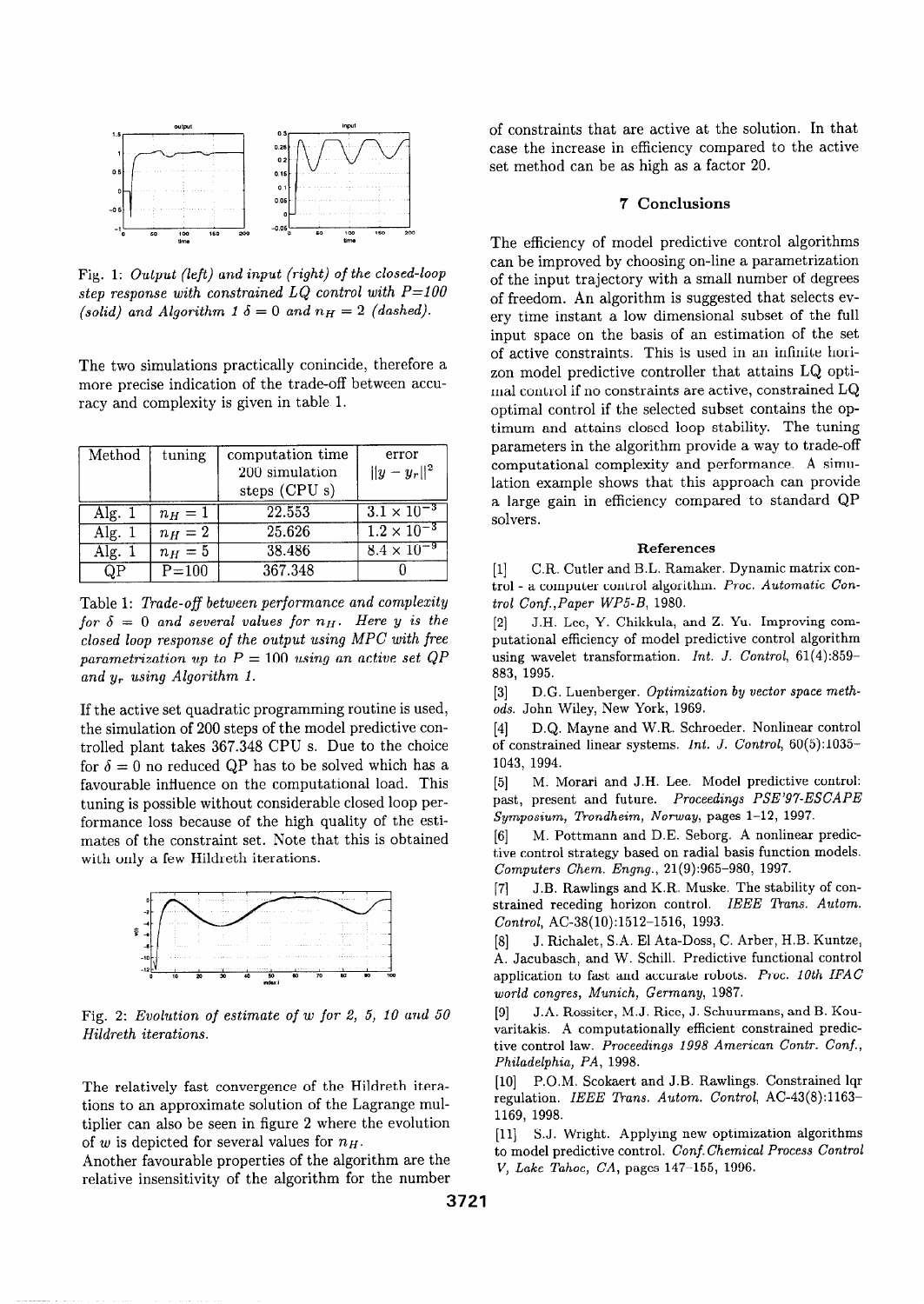output

1.5
1
0.5
0
-0.5
-1
0 50 100 150 200
time

input

0.3
0.25
0.2
0.15
0.1
0.05
0
-0.05
0 50 100 150 200
time

Fig. 1: *Output (left) and input (right) of the closed-loop step response with constrained LQ control with P=100 (solid) and Algorithm 1 $\delta = 0$ and $n_H = 2$ (dashed).*

The two simulations practically conincide, therefore a more precise indication of the trade-off between accuracy and complexity is given in table 1.

| Method | tuning | computation time 200 simulation steps (CPU s) | error $\|y - y_r\|^2$ |
|---|---|---|---|
| Alg. 1 | $n_H = 1$ | 22.553 | $3.1 \times 10^{-3}$ |
| Alg. 1 | $n_H = 2$ | 25.626 | $1.2 \times 10^{-3}$ |
| Alg. 1 | $n_H = 5$ | 38.486 | $8.4 \times 10^{-9}$ |
| QP | P=100 | 367.348 | 0 |

Table 1: *Trade-off between performance and complexity for $\delta = 0$ and several values for $n_H$. Here $y$ is the closed loop response of the output using MPC with free parametrization up to $P = 100$ using an active set QP and $y_r$ using Algorithm 1.*

If the active set quadratic programming routine is used, the simulation of 200 steps of the model predictive controlled plant takes 367.348 CPU s. Due to the choice for $\delta = 0$ no reduced QP has to be solved which has a favourable influence on the computational load. This tuning is possible without considerable closed loop performance loss because of the high quality of the estimates of the constraint set. Note that this is obtained with only a few Hildreth iterations.

0
-2
-4
-6
-8
-10
-12
0 10 20 30 40 50 60 70 80 90 100
index i

Fig. 2: *Evolution of estimate of w for 2, 5, 10 and 50 Hildreth iterations.*

The relatively fast convergence of the Hildreth iterations to an approximate solution of the Lagrange multiplier can also be seen in figure 2 where the evolution of $w$ is depicted for several values for $n_H$.

Another favourable properties of the algorithm are the relative insensitivity of the algorithm for the number of constraints that are active at the solution. In that case the increase in efficiency compared to the active set method can be as high as a factor 20.

## 7 Conclusions

The efficiency of model predictive control algorithms can be improved by choosing on-line a parametrization of the input trajectory with a small number of degrees of freedom. An algorithm is suggested that selects every time instant a low dimensional subset of the full input space on the basis of an estimation of the set of active constraints. This is used in an infinite horizon model predictive controller that attains LQ optimal control if no constraints are active, constrained LQ optimal control if the selected subset contains the optimum and attains closed loop stability. The tuning parameters in the algorithm provide a way to trade-off computational complexity and performance. A simulation example shows that this approach can provide a large gain in efficiency compared to standard QP solvers.

### References

[1] C.R. Cutler and B.L. Ramaker. Dynamic matrix control - a computer control algorithm. *Proc. Automatic Control Conf.,Paper WP5-B*, 1980.

[2] J.H. Lee, Y. Chikkula, and Z. Yu. Improving computational efficiency of model predictive control algorithm using wavelet transformation. *Int. J. Control*, 61(4):859–883, 1995.

[3] D.G. Luenberger. *Optimization by vector space methods.* John Wiley, New York, 1969.

[4] D.Q. Mayne and W.R. Schroeder. Nonlinear control of constrained linear systems. *Int. J. Control*, 60(5):1035–1043, 1994.

[5] M. Morari and J.H. Lee. Model predictive control: past, present and future. *Proceedings PSE'97-ESCAPE Symposium, Trondheim, Norway*, pages 1–12, 1997.

[6] M. Pottmann and D.E. Seborg. A nonlinear predictive control strategy based on radial basis function models. *Computers Chem. Engng.*, 21(9):965–980, 1997.

[7] J.B. Rawlings and K.R. Muske. The stability of constrained receding horizon control. *IEEE Trans. Autom. Control*, AC-38(10):1512–1516, 1993.

[8] J. Richalet, S.A. El Ata-Doss, C. Arber, H.B. Kuntze, A. Jacubasch, and W. Schill. Predictive functional control application to fast and accurate robots. *Proc. 10th IFAC world congres, Munich, Germany*, 1987.

[9] J.A. Rossiter, M.J. Rice, J. Schuurmans, and B. Kouvaritakis. A computationally efficient constrained predictive control law. *Proceedings 1998 American Contr. Conf., Philadelphia, PA*, 1998.

[10] P.O.M. Scokaert and J.B. Rawlings. Constrained lqr regulation. *IEEE Trans. Autom. Control*, AC-43(8):1163–1169, 1998.

[11] S.J. Wright. Applying new optimization algorithms to model predictive control. *Conf. Chemical Process Control V, Lake Tahoe, CA*, pages 147–155, 1996.